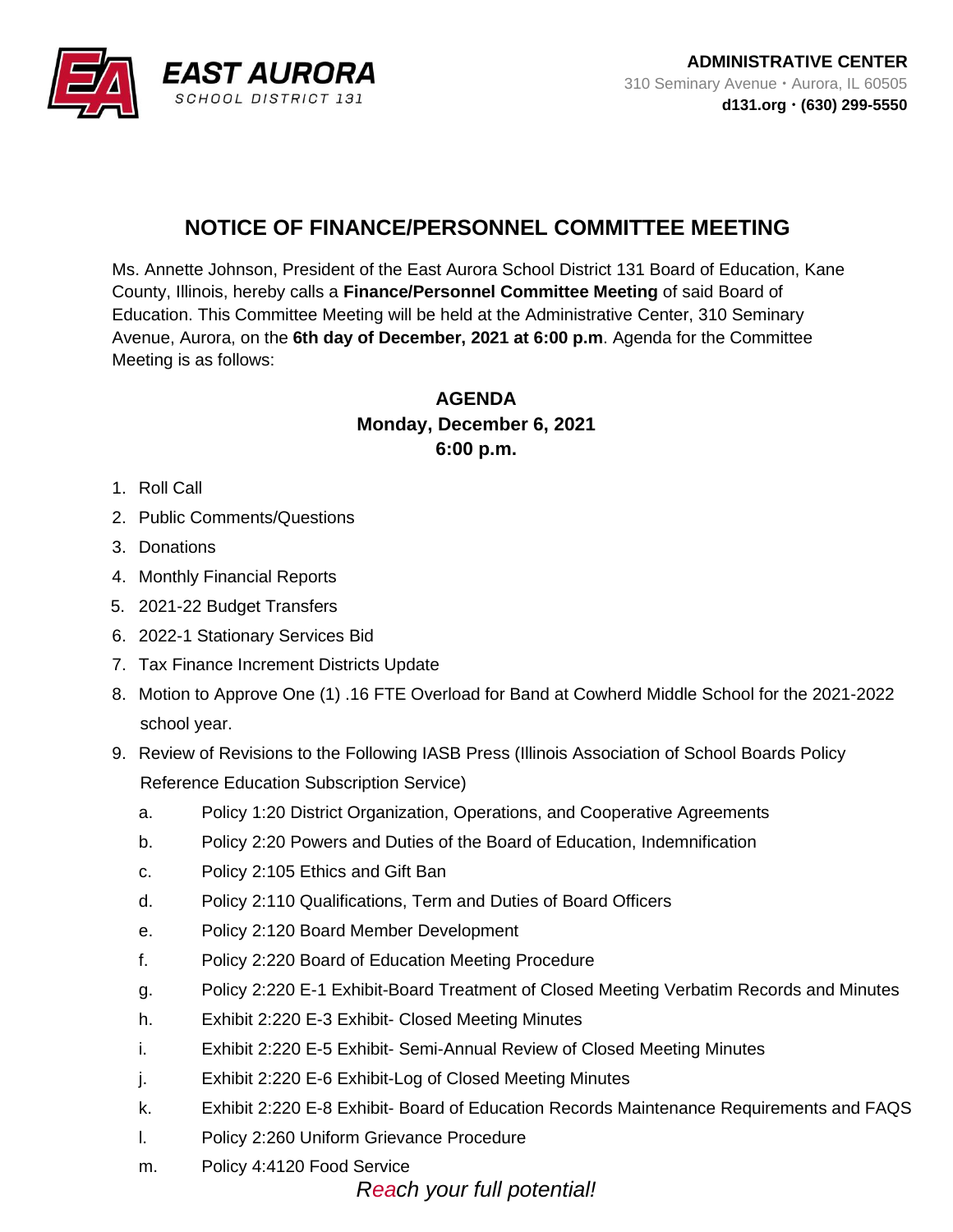**EAST AURORA**
SCHOOL DISTRICT 131

**ADMINISTRATIVE CENTER**
310 Seminary Avenue • Aurora, IL 60505
**d131.org • (630) 299-5550**

## NOTICE OF FINANCE/PERSONNEL COMMITTEE MEETING

Ms. Annette Johnson, President of the East Aurora School District 131 Board of Education, Kane County, Illinois, hereby calls a **Finance/Personnel Committee Meeting** of said Board of Education. This Committee Meeting will be held at the Administrative Center, 310 Seminary Avenue, Aurora, on the **6th day of December, 2021 at 6:00 p.m**. Agenda for the Committee Meeting is as follows:

**AGENDA**
**Monday, December 6, 2021**
**6:00 p.m.**

1. Roll Call
2. Public Comments/Questions
3. Donations
4. Monthly Financial Reports
5. 2021-22 Budget Transfers
6. 2022-1 Stationary Services Bid
7. Tax Finance Increment Districts Update
8. Motion to Approve One (1) .16 FTE Overload for Band at Cowherd Middle School for the 2021-2022 school year.
9. Review of Revisions to the Following IASB Press (Illinois Association of School Boards Policy Reference Education Subscription Service)
   a. Policy 1:20 District Organization, Operations, and Cooperative Agreements
   b. Policy 2:20 Powers and Duties of the Board of Education, Indemnification
   c. Policy 2:105 Ethics and Gift Ban
   d. Policy 2:110 Qualifications, Term and Duties of Board Officers
   e. Policy 2:120 Board Member Development
   f. Policy 2:220 Board of Education Meeting Procedure
   g. Policy 2:220 E-1 Exhibit-Board Treatment of Closed Meeting Verbatim Records and Minutes
   h. Exhibit 2:220 E-3 Exhibit- Closed Meeting Minutes
   i. Exhibit 2:220 E-5 Exhibit- Semi-Annual Review of Closed Meeting Minutes
   j. Exhibit 2:220 E-6 Exhibit-Log of Closed Meeting Minutes
   k. Exhibit 2:220 E-8 Exhibit- Board of Education Records Maintenance Requirements and FAQS
   l. Policy 2:260 Uniform Grievance Procedure
   m. Policy 4:4120 Food Service

*Reach your full potential!*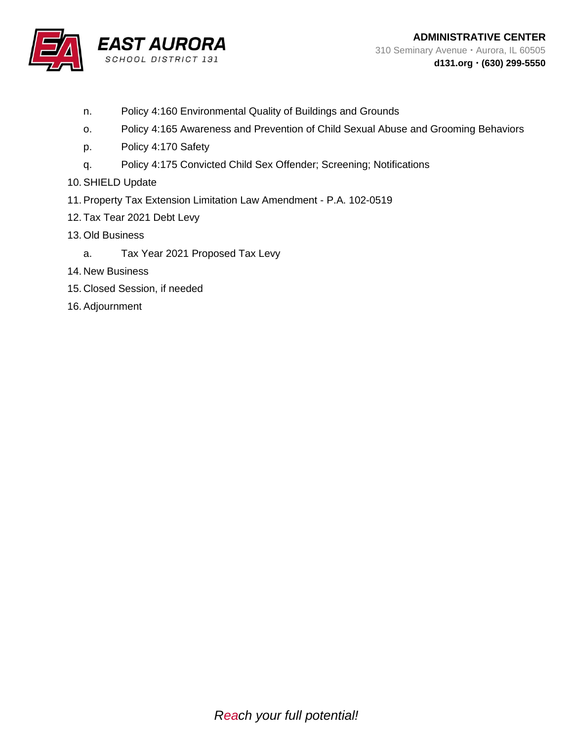n. Policy 4:160 Environmental Quality of Buildings and Grounds

o. Policy 4:165 Awareness and Prevention of Child Sexual Abuse and Grooming Behaviors

p. Policy 4:170 Safety

q. Policy 4:175 Convicted Child Sex Offender; Screening; Notifications

10. SHIELD Update
11. Property Tax Extension Limitation Law Amendment - P.A. 102-0519
12. Tax Tear 2021 Debt Levy
13. Old Business

    a. Tax Year 2021 Proposed Tax Levy

14. New Business
15. Closed Session, if needed
16. Adjournment